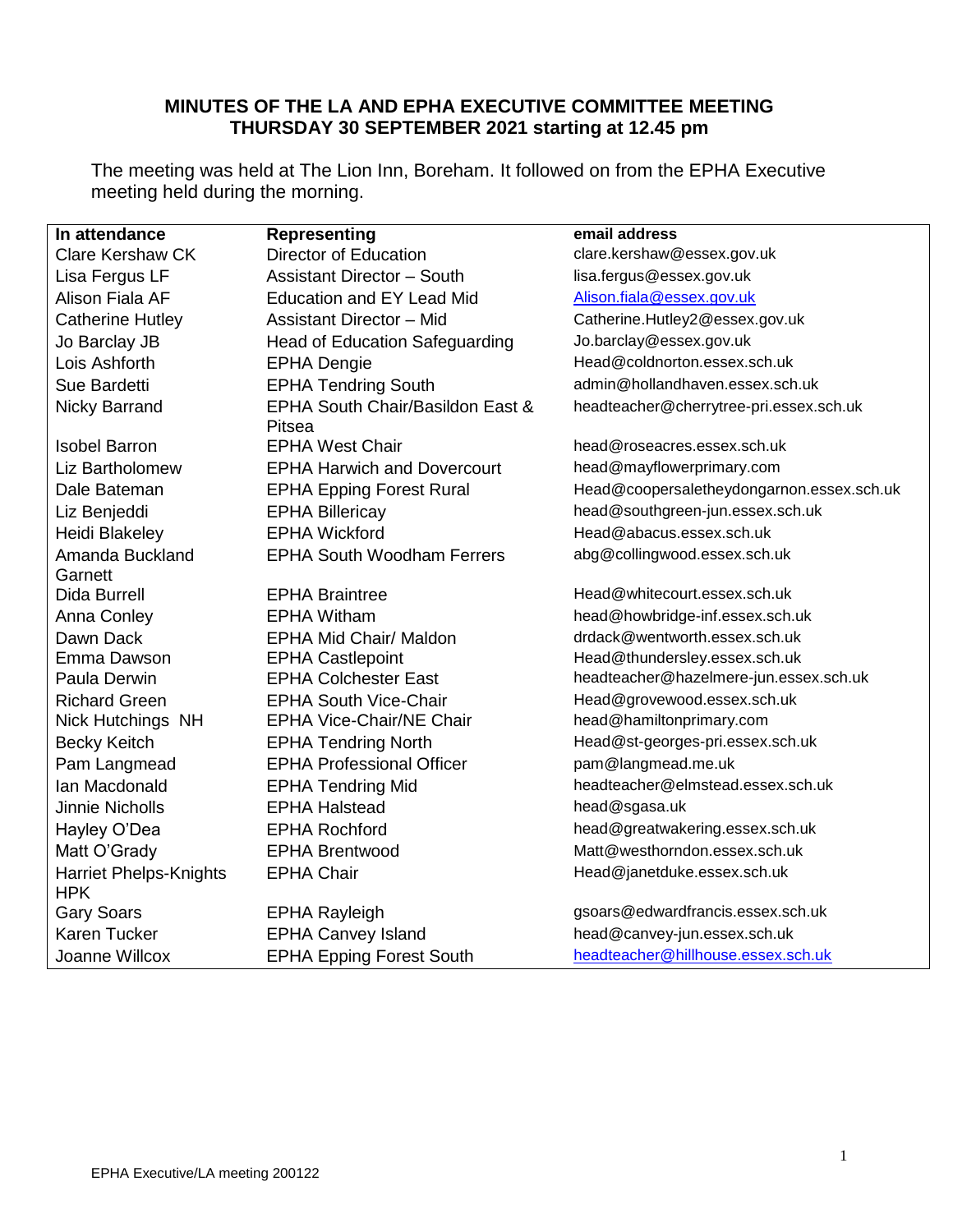**MINUTES OF THE LA AND EPHA EXECUTIVE COMMITTEE MEETING**
**THURSDAY 30 SEPTEMBER 2021 starting at 12.45 pm**

The meeting was held at The Lion Inn, Boreham. It followed on from the EPHA Executive meeting held during the morning.

| In attendance | Representing | email address |
|---|---|---|
| Clare Kershaw CK | Director of Education | clare.kershaw@essex.gov.uk |
| Lisa Fergus LF | Assistant Director – South | lisa.fergus@essex.gov.uk |
| Alison Fiala AF | Education and EY Lead Mid | Alison.fiala@essex.gov.uk |
| Catherine Hutley | Assistant Director – Mid | Catherine.Hutley2@essex.gov.uk |
| Jo Barclay JB | Head of Education Safeguarding | Jo.barclay@essex.gov.uk |
| Lois Ashforth | EPHA Dengie | Head@coldnorton.essex.sch.uk |
| Sue Bardetti | EPHA Tendring South | admin@hollandhaven.essex.sch.uk |
| Nicky Barrand | EPHA South Chair/Basildon East & Pitsea | headteacher@cherrytree-pri.essex.sch.uk |
| Isobel Barron | EPHA West Chair | head@roseacres.essex.sch.uk |
| Liz Bartholomew | EPHA Harwich and Dovercourt | head@mayflowerprimary.com |
| Dale Bateman | EPHA Epping Forest Rural | Head@coopersaletheydongarnon.essex.sch.uk |
| Liz Benjeddi | EPHA Billericay | head@southgreen-jun.essex.sch.uk |
| Heidi Blakeley | EPHA Wickford | Head@abacus.essex.sch.uk |
| Amanda Buckland Garnett | EPHA South Woodham Ferrers | abg@collingwood.essex.sch.uk |
| Dida Burrell | EPHA Braintree | Head@whitecourt.essex.sch.uk |
| Anna Conley | EPHA Witham | head@howbridge-inf.essex.sch.uk |
| Dawn Dack | EPHA Mid Chair/ Maldon | drdack@wentworth.essex.sch.uk |
| Emma Dawson | EPHA Castlepoint | Head@thundersley.essex.sch.uk |
| Paula Derwin | EPHA Colchester East | headteacher@hazelmere-jun.essex.sch.uk |
| Richard Green | EPHA South Vice-Chair | Head@grovewood.essex.sch.uk |
| Nick Hutchings NH | EPHA Vice-Chair/NE Chair | head@hamiltonprimary.com |
| Becky Keitch | EPHA Tendring North | Head@st-georges-pri.essex.sch.uk |
| Pam Langmead | EPHA Professional Officer | pam@langmead.me.uk |
| Ian Macdonald | EPHA Tendring Mid | headteacher@elmstead.essex.sch.uk |
| Jinnie Nicholls | EPHA Halstead | head@sgasa.uk |
| Hayley O'Dea | EPHA Rochford | head@greatwakering.essex.sch.uk |
| Matt O'Grady | EPHA Brentwood | Matt@westhorndon.essex.sch.uk |
| Harriet Phelps-Knights HPK | EPHA Chair | Head@janetduke.essex.sch.uk |
| Gary Soars | EPHA Rayleigh | gsoars@edwardfrancis.essex.sch.uk |
| Karen Tucker | EPHA Canvey Island | head@canvey-jun.essex.sch.uk |
| Joanne Willcox | EPHA Epping Forest South | headteacher@hillhouse.essex.sch.uk |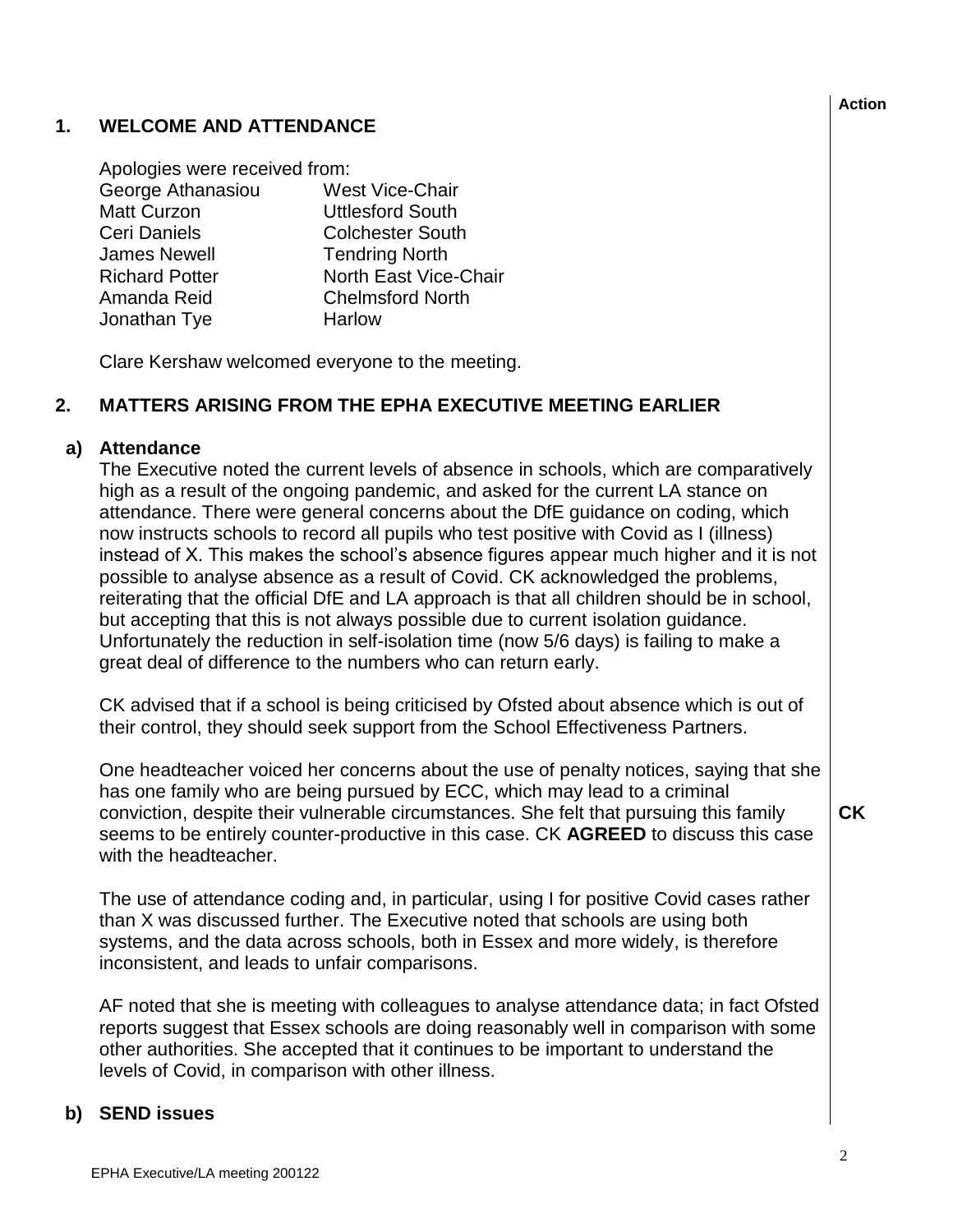## 1. WELCOME AND ATTENDANCE

Apologies were received from:

| | |
|---|---|
| George Athanasiou | West Vice-Chair |
| Matt Curzon | Uttlesford South |
| Ceri Daniels | Colchester South |
| James Newell | Tendring North |
| Richard Potter | North East Vice-Chair |
| Amanda Reid | Chelmsford North |
| Jonathan Tye | Harlow |

Clare Kershaw welcomed everyone to the meeting.

## 2. MATTERS ARISING FROM THE EPHA EXECUTIVE MEETING EARLIER

### a) Attendance

The Executive noted the current levels of absence in schools, which are comparatively high as a result of the ongoing pandemic, and asked for the current LA stance on attendance. There were general concerns about the DfE guidance on coding, which now instructs schools to record all pupils who test positive with Covid as I (illness) instead of X. This makes the school's absence figures appear much higher and it is not possible to analyse absence as a result of Covid. CK acknowledged the problems, reiterating that the official DfE and LA approach is that all children should be in school, but accepting that this is not always possible due to current isolation guidance. Unfortunately the reduction in self-isolation time (now 5/6 days) is failing to make a great deal of difference to the numbers who can return early.

CK advised that if a school is being criticised by Ofsted about absence which is out of their control, they should seek support from the School Effectiveness Partners.

One headteacher voiced her concerns about the use of penalty notices, saying that she has one family who are being pursued by ECC, which may lead to a criminal conviction, despite their vulnerable circumstances. She felt that pursuing this family seems to be entirely counter-productive in this case. CK **AGREED** to discuss this case with the headteacher. **Action: CK**

The use of attendance coding and, in particular, using I for positive Covid cases rather than X was discussed further. The Executive noted that schools are using both systems, and the data across schools, both in Essex and more widely, is therefore inconsistent, and leads to unfair comparisons.

AF noted that she is meeting with colleagues to analyse attendance data; in fact Ofsted reports suggest that Essex schools are doing reasonably well in comparison with some other authorities. She accepted that it continues to be important to understand the levels of Covid, in comparison with other illness.

### b) SEND issues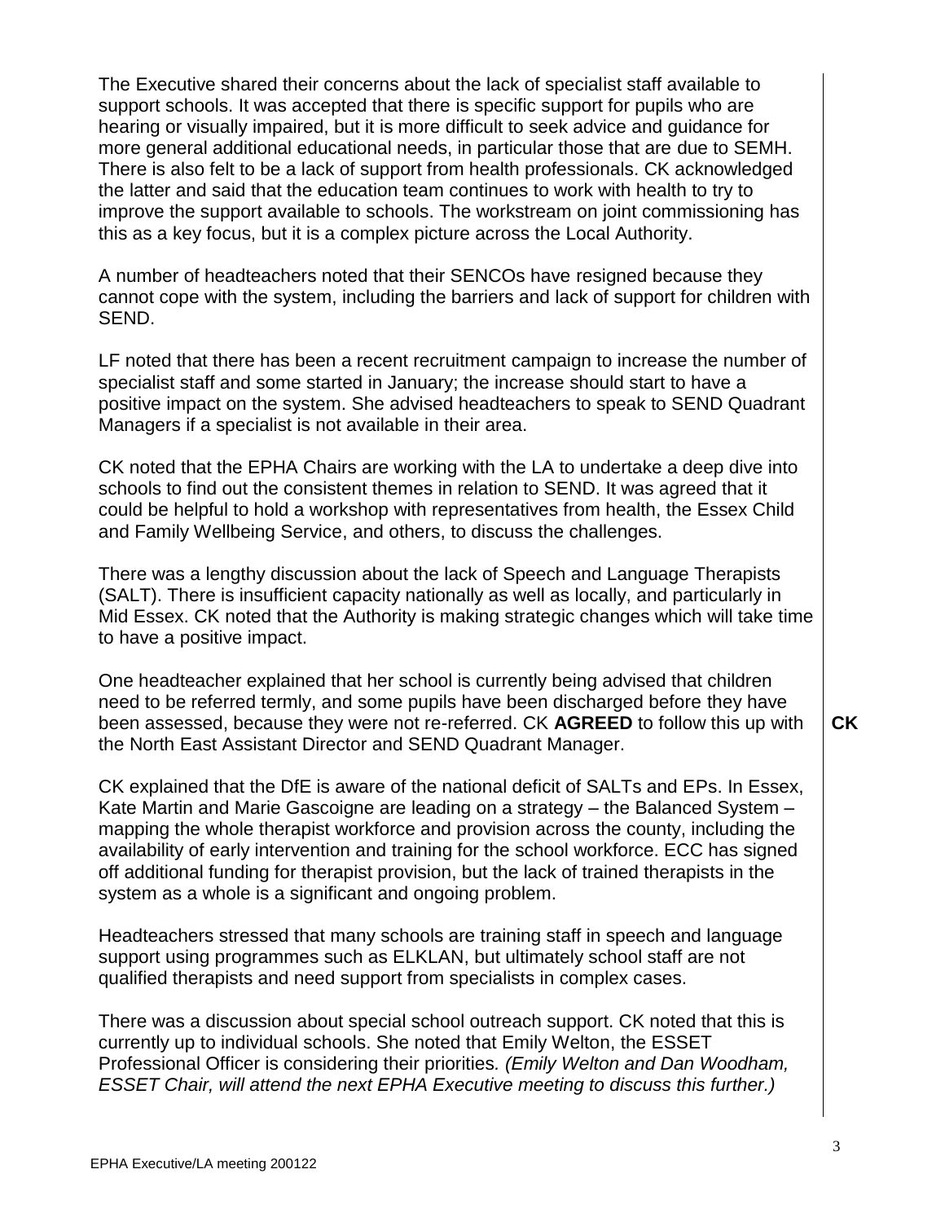The Executive shared their concerns about the lack of specialist staff available to support schools. It was accepted that there is specific support for pupils who are hearing or visually impaired, but it is more difficult to seek advice and guidance for more general additional educational needs, in particular those that are due to SEMH. There is also felt to be a lack of support from health professionals. CK acknowledged the latter and said that the education team continues to work with health to try to improve the support available to schools. The workstream on joint commissioning has this as a key focus, but it is a complex picture across the Local Authority.

A number of headteachers noted that their SENCOs have resigned because they cannot cope with the system, including the barriers and lack of support for children with SEND.

LF noted that there has been a recent recruitment campaign to increase the number of specialist staff and some started in January; the increase should start to have a positive impact on the system. She advised headteachers to speak to SEND Quadrant Managers if a specialist is not available in their area.

CK noted that the EPHA Chairs are working with the LA to undertake a deep dive into schools to find out the consistent themes in relation to SEND. It was agreed that it could be helpful to hold a workshop with representatives from health, the Essex Child and Family Wellbeing Service, and others, to discuss the challenges.

There was a lengthy discussion about the lack of Speech and Language Therapists (SALT). There is insufficient capacity nationally as well as locally, and particularly in Mid Essex. CK noted that the Authority is making strategic changes which will take time to have a positive impact.

One headteacher explained that her school is currently being advised that children need to be referred termly, and some pupils have been discharged before they have been assessed, because they were not re-referred. CK **AGREED** to follow this up with the North East Assistant Director and SEND Quadrant Manager. **CK**

CK explained that the DfE is aware of the national deficit of SALTs and EPs. In Essex, Kate Martin and Marie Gascoigne are leading on a strategy – the Balanced System – mapping the whole therapist workforce and provision across the county, including the availability of early intervention and training for the school workforce. ECC has signed off additional funding for therapist provision, but the lack of trained therapists in the system as a whole is a significant and ongoing problem.

Headteachers stressed that many schools are training staff in speech and language support using programmes such as ELKLAN, but ultimately school staff are not qualified therapists and need support from specialists in complex cases.

There was a discussion about special school outreach support. CK noted that this is currently up to individual schools. She noted that Emily Welton, the ESSET Professional Officer is considering their priorities. *(Emily Welton and Dan Woodham, ESSET Chair, will attend the next EPHA Executive meeting to discuss this further.)*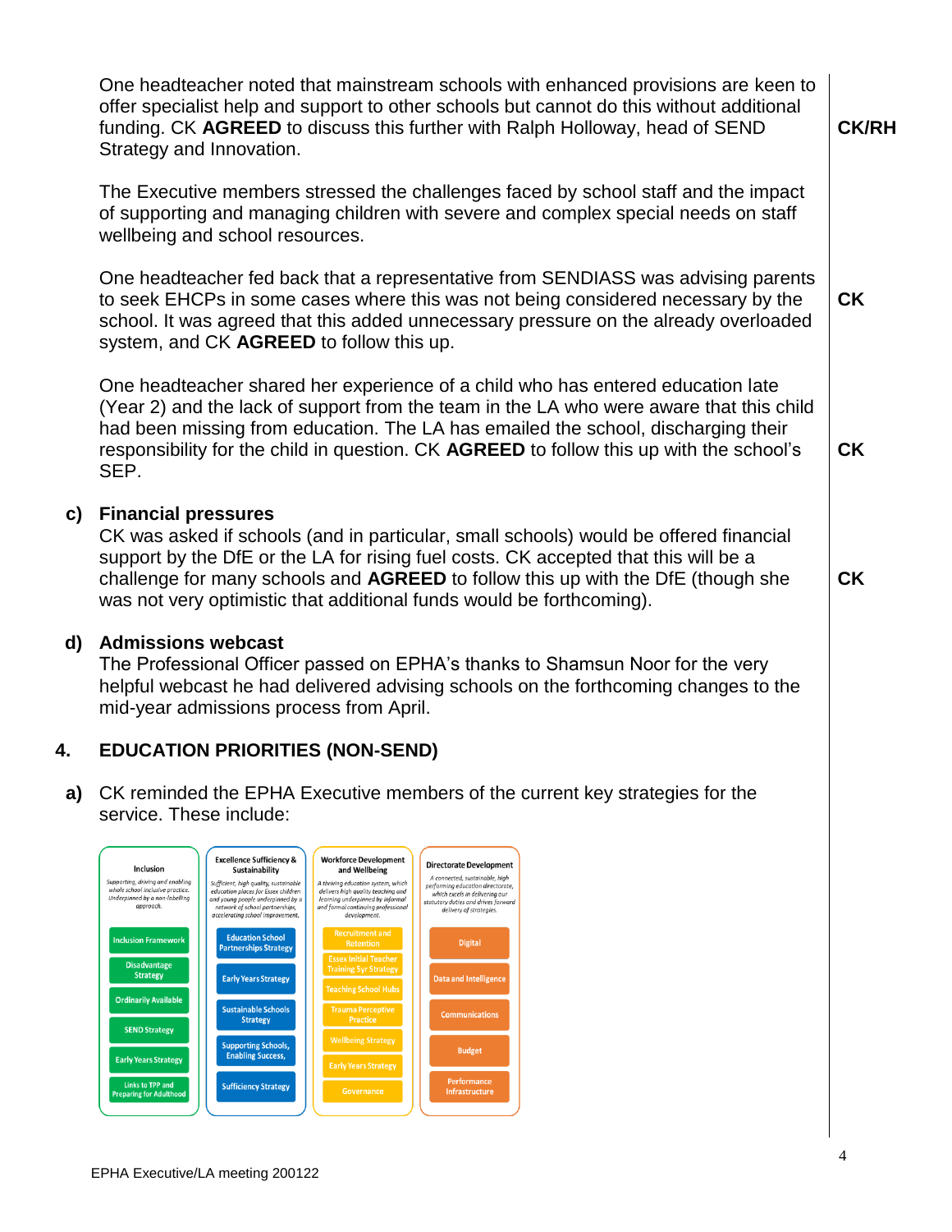One headteacher noted that mainstream schools with enhanced provisions are keen to offer specialist help and support to other schools but cannot do this without additional funding. CK **AGREED** to discuss this further with Ralph Holloway, head of SEND Strategy and Innovation. **CK/RH**

The Executive members stressed the challenges faced by school staff and the impact of supporting and managing children with severe and complex special needs on staff wellbeing and school resources.

One headteacher fed back that a representative from SENDIASS was advising parents to seek EHCPs in some cases where this was not being considered necessary by the school. It was agreed that this added unnecessary pressure on the already overloaded system, and CK **AGREED** to follow this up. **CK**

One headteacher shared her experience of a child who has entered education late (Year 2) and the lack of support from the team in the LA who were aware that this child had been missing from education. The LA has emailed the school, discharging their responsibility for the child in question. CK **AGREED** to follow this up with the school's SEP. **CK**

**c) Financial pressures**

CK was asked if schools (and in particular, small schools) would be offered financial support by the DfE or the LA for rising fuel costs. CK accepted that this will be a challenge for many schools and **AGREED** to follow this up with the DfE (though she was not very optimistic that additional funds would be forthcoming). **CK**

**d) Admissions webcast**

The Professional Officer passed on EPHA's thanks to Shamsun Noor for the very helpful webcast he had delivered advising schools on the forthcoming changes to the mid-year admissions process from April.

## 4. EDUCATION PRIORITIES (NON-SEND)

**a)** CK reminded the EPHA Executive members of the current key strategies for the service. These include:

| Inclusion | Excellence Sufficiency & Sustainability | Workforce Development and Wellbeing | Directorate Development |
|---|---|---|---|
| *Supporting, driving and enabling whole school inclusive practice. Underpinned by a non-labelling approach.* | *Sufficient, high quality, sustainable education places for Essex children and young people underpinned by a network of school partnerships, accelerating school improvement.* | *A thriving education system, which delivers high quality teaching and learning underpinned by informal and formal continuing professional development.* | *A connected, sustainable, high performing education directorate, which excels in delivering our statutory duties and drives forward delivery of strategies.* |
| Inclusion Framework | Education School Partnerships Strategy | Recruitment and Retention | Digital |
| Disadvantage Strategy | Early Years Strategy | Essex Initial Teacher Training 5yr Strategy | Data and Intelligence |
| Ordinarily Available | Sustainable Schools Strategy | Teaching School Hubs | Communications |
| SEND Strategy | Supporting Schools, Enabling Success, | Trauma Perceptive Practice | Budget |
| Early Years Strategy | Sufficiency Strategy | Wellbeing Strategy | Performance Infrastructure |
| Links to TPP and Preparing for Adulthood | | Early Years Strategy | |
| | | Governance | |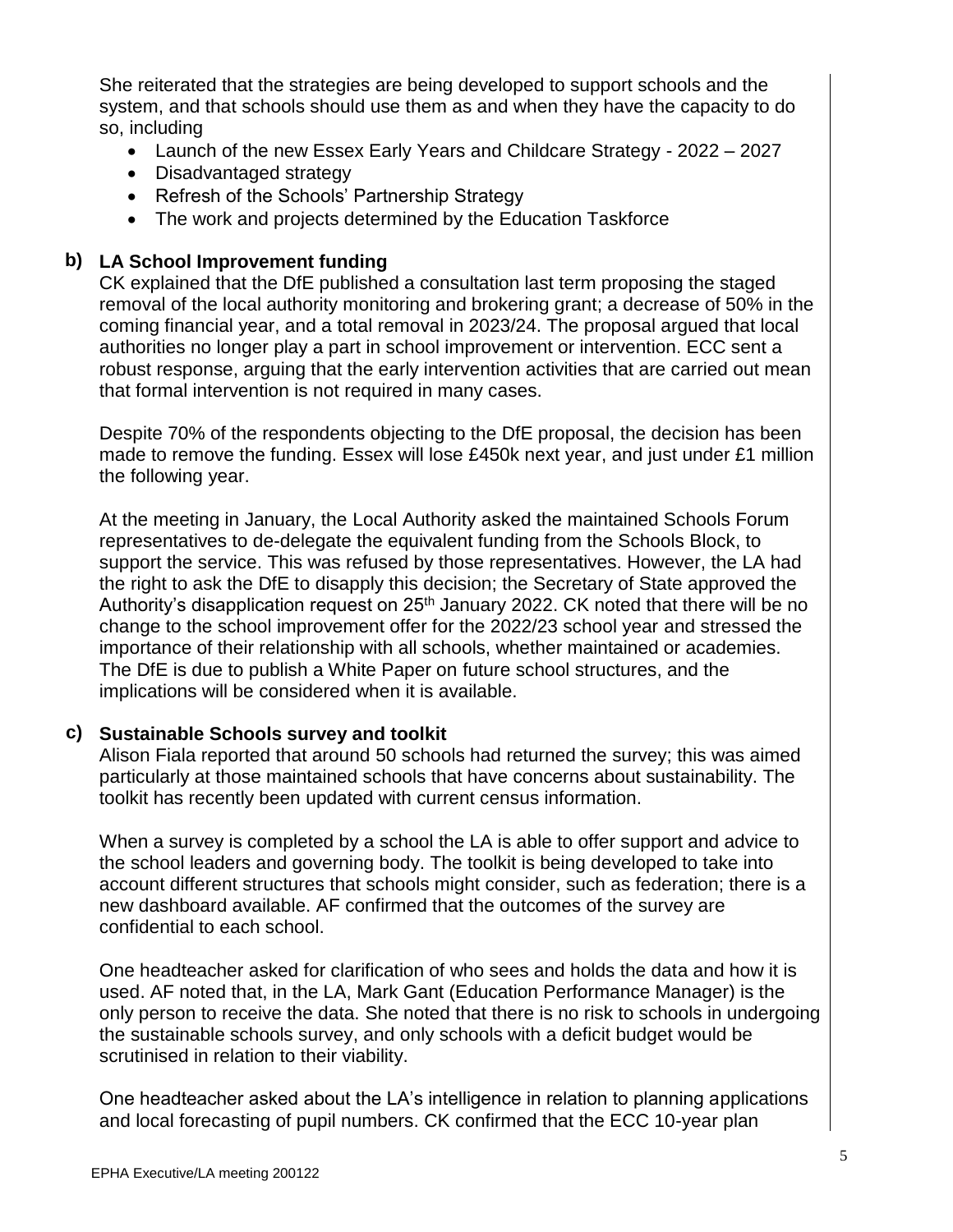She reiterated that the strategies are being developed to support schools and the system, and that schools should use them as and when they have the capacity to do so, including

- Launch of the new Essex Early Years and Childcare Strategy - 2022 – 2027
- Disadvantaged strategy
- Refresh of the Schools' Partnership Strategy
- The work and projects determined by the Education Taskforce

**b) LA School Improvement funding**

CK explained that the DfE published a consultation last term proposing the staged removal of the local authority monitoring and brokering grant; a decrease of 50% in the coming financial year, and a total removal in 2023/24. The proposal argued that local authorities no longer play a part in school improvement or intervention. ECC sent a robust response, arguing that the early intervention activities that are carried out mean that formal intervention is not required in many cases.

Despite 70% of the respondents objecting to the DfE proposal, the decision has been made to remove the funding. Essex will lose £450k next year, and just under £1 million the following year.

At the meeting in January, the Local Authority asked the maintained Schools Forum representatives to de-delegate the equivalent funding from the Schools Block, to support the service. This was refused by those representatives. However, the LA had the right to ask the DfE to disapply this decision; the Secretary of State approved the Authority's disapplication request on 25th January 2022. CK noted that there will be no change to the school improvement offer for the 2022/23 school year and stressed the importance of their relationship with all schools, whether maintained or academies. The DfE is due to publish a White Paper on future school structures, and the implications will be considered when it is available.

**c) Sustainable Schools survey and toolkit**

Alison Fiala reported that around 50 schools had returned the survey; this was aimed particularly at those maintained schools that have concerns about sustainability. The toolkit has recently been updated with current census information.

When a survey is completed by a school the LA is able to offer support and advice to the school leaders and governing body. The toolkit is being developed to take into account different structures that schools might consider, such as federation; there is a new dashboard available. AF confirmed that the outcomes of the survey are confidential to each school.

One headteacher asked for clarification of who sees and holds the data and how it is used. AF noted that, in the LA, Mark Gant (Education Performance Manager) is the only person to receive the data. She noted that there is no risk to schools in undergoing the sustainable schools survey, and only schools with a deficit budget would be scrutinised in relation to their viability.

One headteacher asked about the LA's intelligence in relation to planning applications and local forecasting of pupil numbers. CK confirmed that the ECC 10-year plan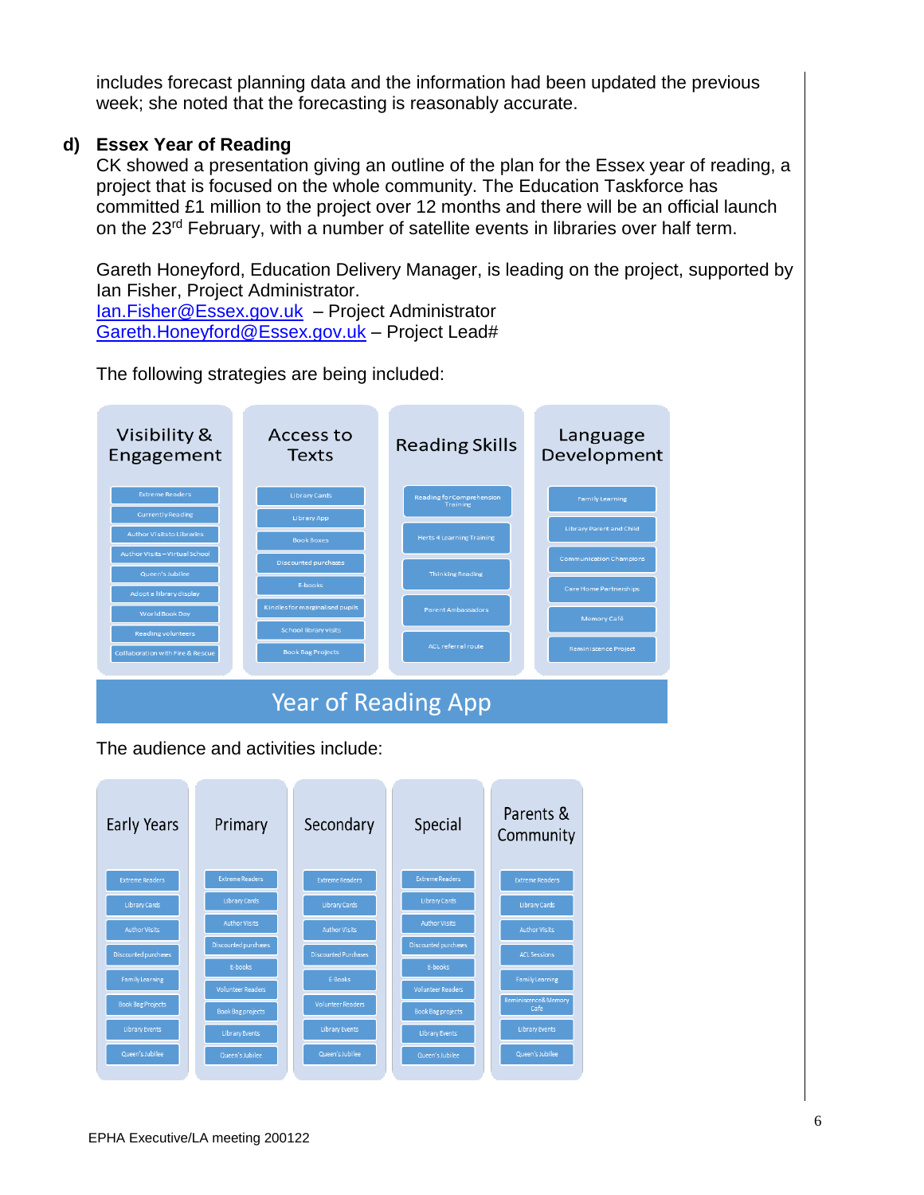includes forecast planning data and the information had been updated the previous week; she noted that the forecasting is reasonably accurate.

**d) Essex Year of Reading**

CK showed a presentation giving an outline of the plan for the Essex year of reading, a project that is focused on the whole community. The Education Taskforce has committed £1 million to the project over 12 months and there will be an official launch on the 23rd February, with a number of satellite events in libraries over half term.

Gareth Honeyford, Education Delivery Manager, is leading on the project, supported by Ian Fisher, Project Administrator.
Ian.Fisher@Essex.gov.uk – Project Administrator
Gareth.Honeyford@Essex.gov.uk – Project Lead#

The following strategies are being included:

| Visibility & Engagement | Access to Texts | Reading Skills | Language Development |
|---|---|---|---|
| Extreme Readers | Library Cards | Reading for Comprehension Training | Family Learning |
| Currently Reading | Library App | Herts 4 Learning Training | Library Parent and Child |
| Author Visits to Libraries | Book Boxes | Thinking Reading | Communication Champions |
| Author Visits – Virtual School | Discounted purchases | Parent Ambassadors | Care Home Partnerships |
| Queen's Jubilee | E-books | ACL referral route | Memory Café |
| Adopt a library display | Kindles for marginalised pupils | | Reminiscence Project |
| World Book Day | School library visits | | |
| Reading volunteers | Book Bag Projects | | |
| Collaboration with Fire & Rescue | | | |

Year of Reading App

The audience and activities include:

| Early Years | Primary | Secondary | Special | Parents & Community |
|---|---|---|---|---|
| Extreme Readers | Extreme Readers | Extreme Readers | Extreme Readers | Extreme Readers |
| Library Cards | Library Cards | Library Cards | Library Cards | Library Cards |
| Author Visits | Author Visits | Author Visits | Author Visits | Author Visits |
| Discounted purchases | Discounted purchases | Discounted Purchases | Discounted purchases | ACL Sessions |
| Family Learning | E-books | E-Books | E-books | Family Learning |
| Book Bag Projects | Volunteer Readers | Volunteer Readers | Volunteer Readers | Reminiscence & Memory Cafe |
| Library Events | Book Bag projects | Library Events | Book Bag projects | Library Events |
| Queen's Jubilee | Library Events | Queen's Jubilee | Library Events | Queen's Jubilee |
| | Queen's Jubilee | | Queen's Jubilee | |

EPHA Executive/LA meeting 200122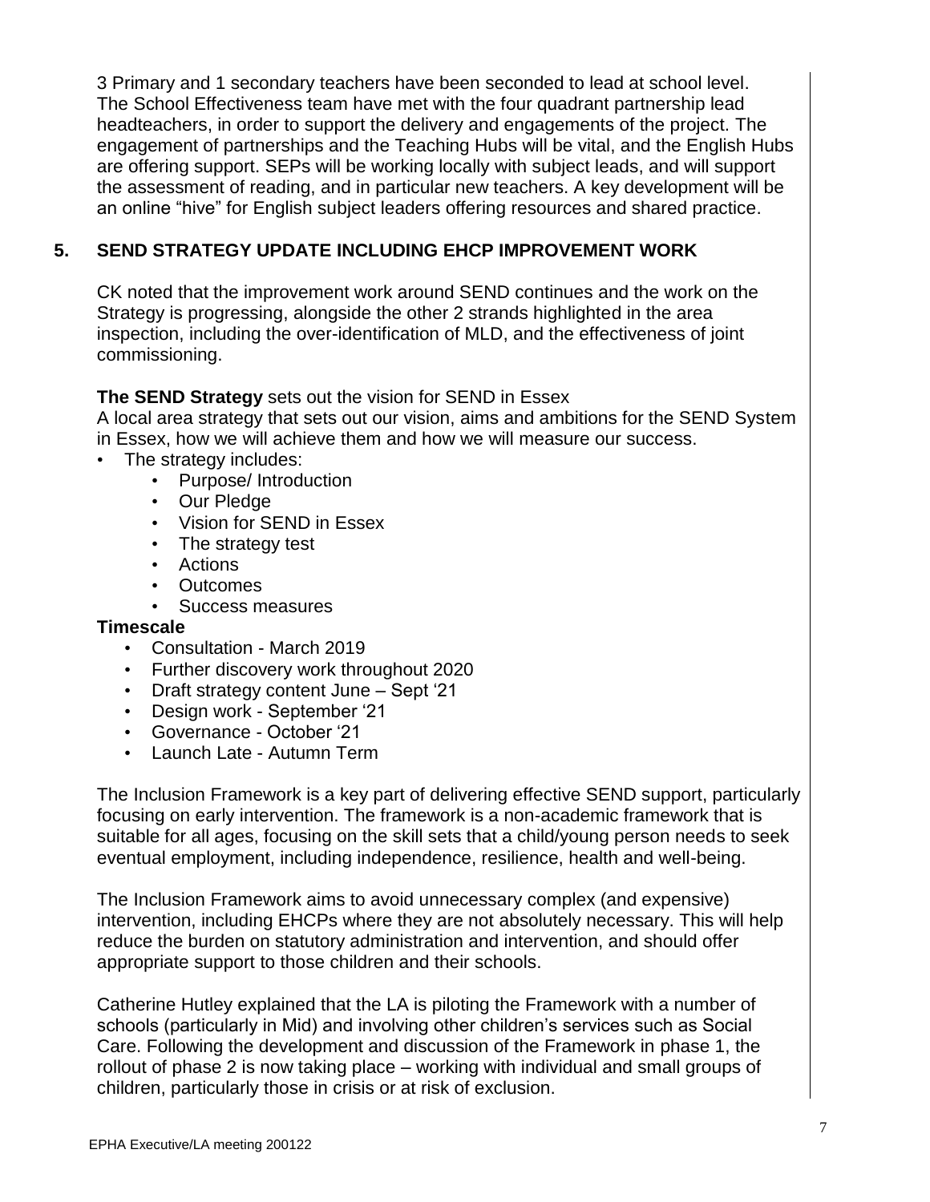3 Primary and 1 secondary teachers have been seconded to lead at school level. The School Effectiveness team have met with the four quadrant partnership lead headteachers, in order to support the delivery and engagements of the project. The engagement of partnerships and the Teaching Hubs will be vital, and the English Hubs are offering support. SEPs will be working locally with subject leads, and will support the assessment of reading, and in particular new teachers. A key development will be an online "hive" for English subject leaders offering resources and shared practice.

## 5. SEND STRATEGY UPDATE INCLUDING EHCP IMPROVEMENT WORK

CK noted that the improvement work around SEND continues and the work on the Strategy is progressing, alongside the other 2 strands highlighted in the area inspection, including the over-identification of MLD, and the effectiveness of joint commissioning.

**The SEND Strategy** sets out the vision for SEND in Essex
A local area strategy that sets out our vision, aims and ambitions for the SEND System in Essex, how we will achieve them and how we will measure our success.

- The strategy includes:
  - Purpose/ Introduction
  - Our Pledge
  - Vision for SEND in Essex
  - The strategy test
  - Actions
  - Outcomes
  - Success measures

**Timescale**

- Consultation - March 2019
- Further discovery work throughout 2020
- Draft strategy content June – Sept '21
- Design work - September '21
- Governance - October '21
- Launch Late - Autumn Term

The Inclusion Framework is a key part of delivering effective SEND support, particularly focusing on early intervention. The framework is a non-academic framework that is suitable for all ages, focusing on the skill sets that a child/young person needs to seek eventual employment, including independence, resilience, health and well-being.

The Inclusion Framework aims to avoid unnecessary complex (and expensive) intervention, including EHCPs where they are not absolutely necessary. This will help reduce the burden on statutory administration and intervention, and should offer appropriate support to those children and their schools.

Catherine Hutley explained that the LA is piloting the Framework with a number of schools (particularly in Mid) and involving other children's services such as Social Care. Following the development and discussion of the Framework in phase 1, the rollout of phase 2 is now taking place – working with individual and small groups of children, particularly those in crisis or at risk of exclusion.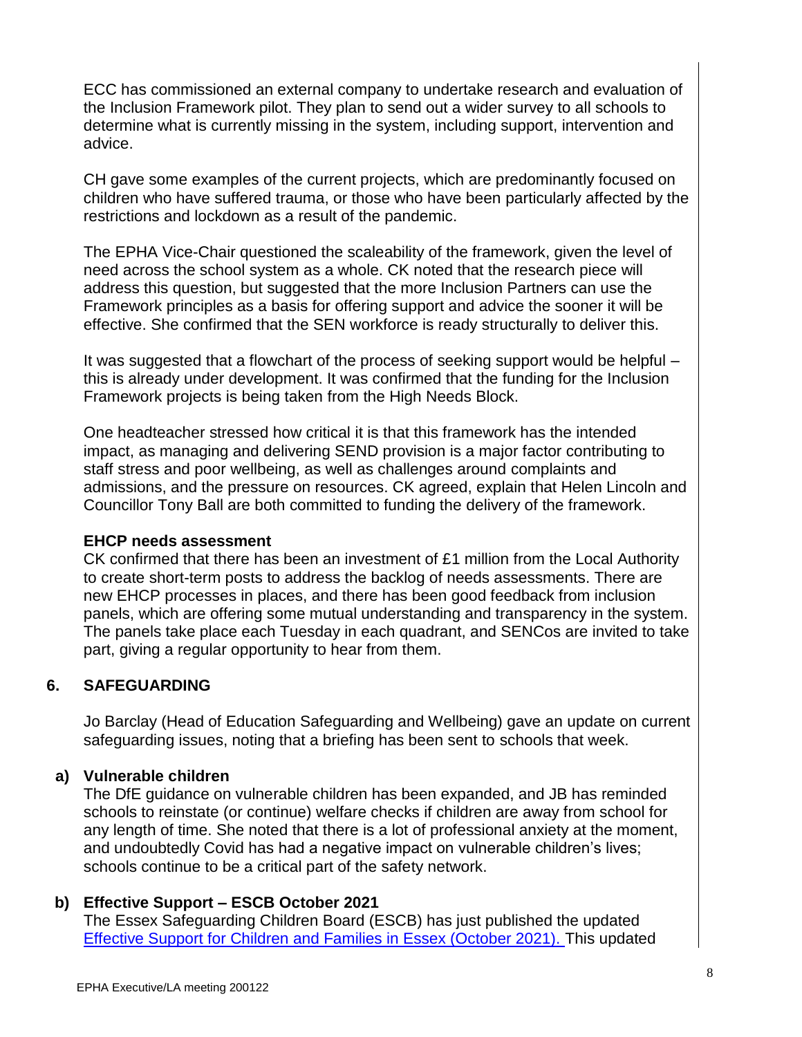ECC has commissioned an external company to undertake research and evaluation of the Inclusion Framework pilot. They plan to send out a wider survey to all schools to determine what is currently missing in the system, including support, intervention and advice.

CH gave some examples of the current projects, which are predominantly focused on children who have suffered trauma, or those who have been particularly affected by the restrictions and lockdown as a result of the pandemic.

The EPHA Vice-Chair questioned the scaleability of the framework, given the level of need across the school system as a whole. CK noted that the research piece will address this question, but suggested that the more Inclusion Partners can use the Framework principles as a basis for offering support and advice the sooner it will be effective. She confirmed that the SEN workforce is ready structurally to deliver this.

It was suggested that a flowchart of the process of seeking support would be helpful – this is already under development. It was confirmed that the funding for the Inclusion Framework projects is being taken from the High Needs Block.

One headteacher stressed how critical it is that this framework has the intended impact, as managing and delivering SEND provision is a major factor contributing to staff stress and poor wellbeing, as well as challenges around complaints and admissions, and the pressure on resources. CK agreed, explain that Helen Lincoln and Councillor Tony Ball are both committed to funding the delivery of the framework.

**EHCP needs assessment**

CK confirmed that there has been an investment of £1 million from the Local Authority to create short-term posts to address the backlog of needs assessments. There are new EHCP processes in places, and there has been good feedback from inclusion panels, which are offering some mutual understanding and transparency in the system. The panels take place each Tuesday in each quadrant, and SENCos are invited to take part, giving a regular opportunity to hear from them.

## 6. SAFEGUARDING

Jo Barclay (Head of Education Safeguarding and Wellbeing) gave an update on current safeguarding issues, noting that a briefing has been sent to schools that week.

### a) Vulnerable children

The DfE guidance on vulnerable children has been expanded, and JB has reminded schools to reinstate (or continue) welfare checks if children are away from school for any length of time. She noted that there is a lot of professional anxiety at the moment, and undoubtedly Covid has had a negative impact on vulnerable children's lives; schools continue to be a critical part of the safety network.

### b) Effective Support – ESCB October 2021

The Essex Safeguarding Children Board (ESCB) has just published the updated Effective Support for Children and Families in Essex (October 2021). This updated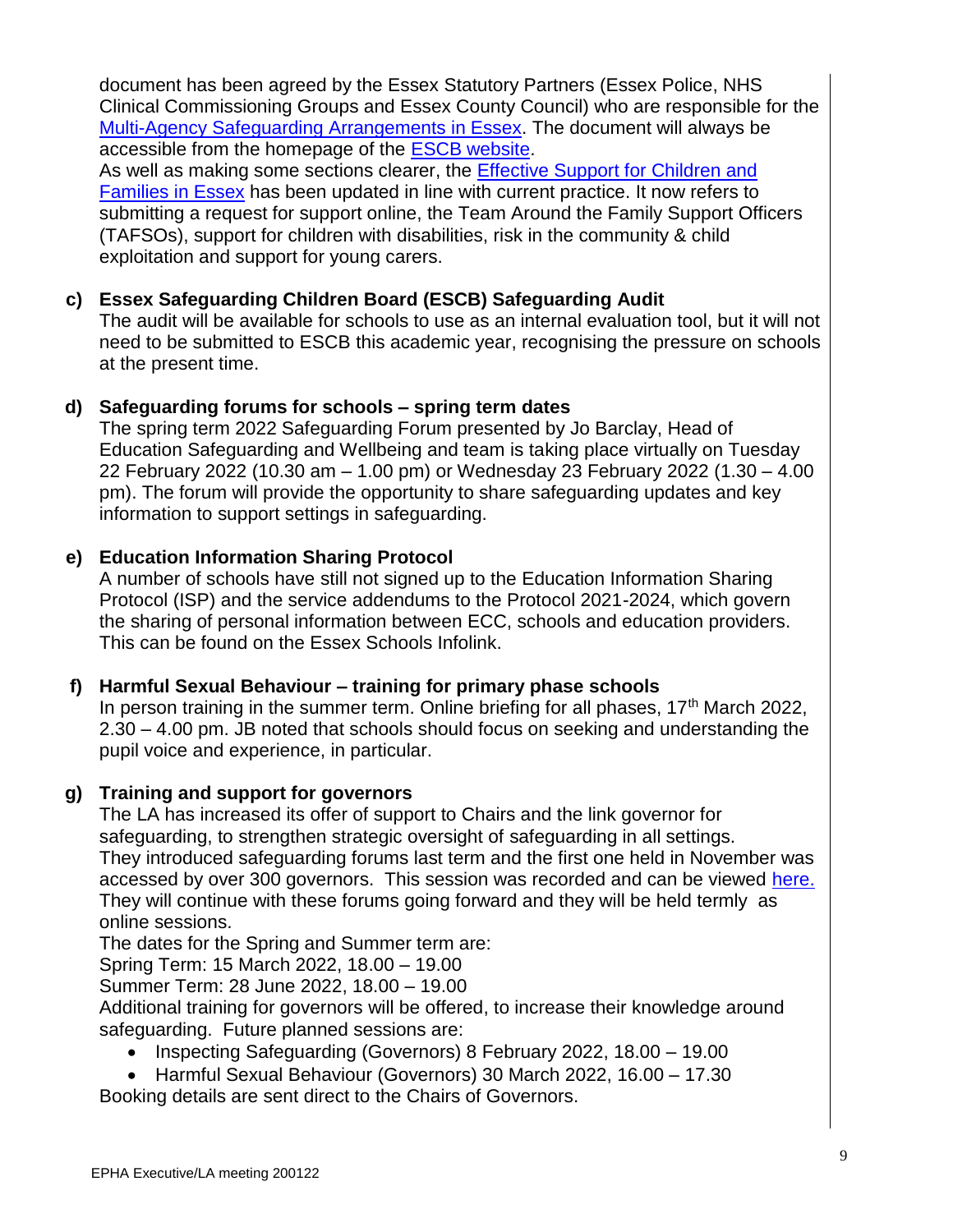document has been agreed by the Essex Statutory Partners (Essex Police, NHS Clinical Commissioning Groups and Essex County Council) who are responsible for the Multi-Agency Safeguarding Arrangements in Essex. The document will always be accessible from the homepage of the ESCB website.

As well as making some sections clearer, the Effective Support for Children and Families in Essex has been updated in line with current practice. It now refers to submitting a request for support online, the Team Around the Family Support Officers (TAFSOs), support for children with disabilities, risk in the community & child exploitation and support for young carers.

**c) Essex Safeguarding Children Board (ESCB) Safeguarding Audit**

The audit will be available for schools to use as an internal evaluation tool, but it will not need to be submitted to ESCB this academic year, recognising the pressure on schools at the present time.

**d) Safeguarding forums for schools – spring term dates**

The spring term 2022 Safeguarding Forum presented by Jo Barclay, Head of Education Safeguarding and Wellbeing and team is taking place virtually on Tuesday 22 February 2022 (10.30 am – 1.00 pm) or Wednesday 23 February 2022 (1.30 – 4.00 pm). The forum will provide the opportunity to share safeguarding updates and key information to support settings in safeguarding.

**e) Education Information Sharing Protocol**

A number of schools have still not signed up to the Education Information Sharing Protocol (ISP) and the service addendums to the Protocol 2021-2024, which govern the sharing of personal information between ECC, schools and education providers. This can be found on the Essex Schools Infolink.

**f) Harmful Sexual Behaviour – training for primary phase schools**

In person training in the summer term. Online briefing for all phases, 17th March 2022, 2.30 – 4.00 pm. JB noted that schools should focus on seeking and understanding the pupil voice and experience, in particular.

**g) Training and support for governors**

The LA has increased its offer of support to Chairs and the link governor for safeguarding, to strengthen strategic oversight of safeguarding in all settings.

They introduced safeguarding forums last term and the first one held in November was accessed by over 300 governors. This session was recorded and can be viewed here.

They will continue with these forums going forward and they will be held termly as online sessions.

The dates for the Spring and Summer term are:

Spring Term: 15 March 2022, 18.00 – 19.00

Summer Term: 28 June 2022, 18.00 – 19.00

Additional training for governors will be offered, to increase their knowledge around safeguarding. Future planned sessions are:

- Inspecting Safeguarding (Governors) 8 February 2022, 18.00 – 19.00
- Harmful Sexual Behaviour (Governors) 30 March 2022, 16.00 – 17.30

Booking details are sent direct to the Chairs of Governors.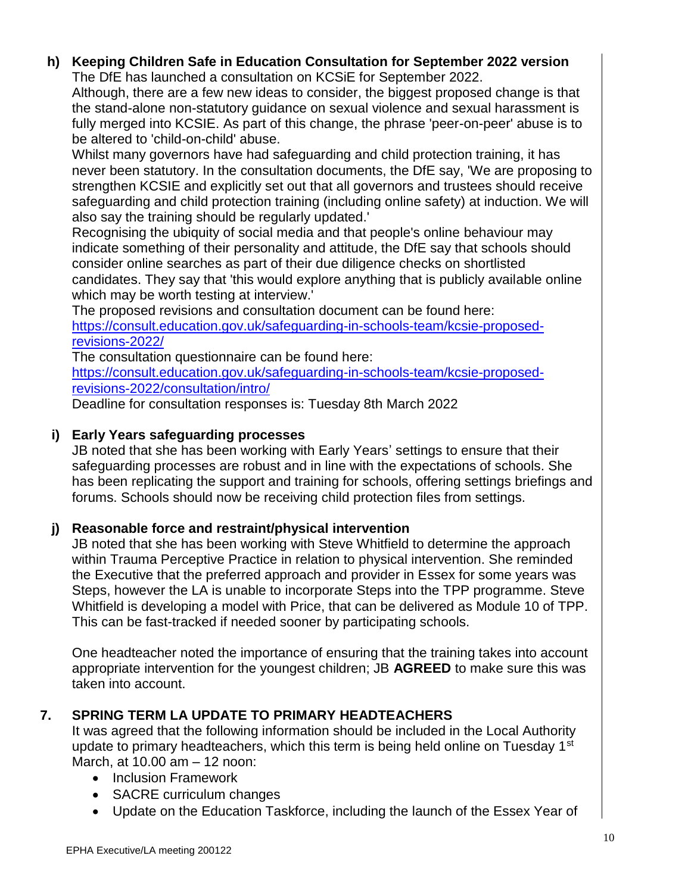**h) Keeping Children Safe in Education Consultation for September 2022 version**

The DfE has launched a consultation on KCSiE for September 2022.

Although, there are a few new ideas to consider, the biggest proposed change is that the stand-alone non-statutory guidance on sexual violence and sexual harassment is fully merged into KCSIE. As part of this change, the phrase 'peer-on-peer' abuse is to be altered to 'child-on-child' abuse.

Whilst many governors have had safeguarding and child protection training, it has never been statutory. In the consultation documents, the DfE say, 'We are proposing to strengthen KCSIE and explicitly set out that all governors and trustees should receive safeguarding and child protection training (including online safety) at induction. We will also say the training should be regularly updated.'

Recognising the ubiquity of social media and that people's online behaviour may indicate something of their personality and attitude, the DfE say that schools should consider online searches as part of their due diligence checks on shortlisted candidates. They say that 'this would explore anything that is publicly available online which may be worth testing at interview.'

The proposed revisions and consultation document can be found here:
[https://consult.education.gov.uk/safeguarding-in-schools-team/kcsie-proposed-revisions-2022/](https://consult.education.gov.uk/safeguarding-in-schools-team/kcsie-proposed-revisions-2022/)

The consultation questionnaire can be found here:
[https://consult.education.gov.uk/safeguarding-in-schools-team/kcsie-proposed-revisions-2022/consultation/intro/](https://consult.education.gov.uk/safeguarding-in-schools-team/kcsie-proposed-revisions-2022/consultation/intro/)

Deadline for consultation responses is: Tuesday 8th March 2022

**i) Early Years safeguarding processes**

JB noted that she has been working with Early Years' settings to ensure that their safeguarding processes are robust and in line with the expectations of schools. She has been replicating the support and training for schools, offering settings briefings and forums. Schools should now be receiving child protection files from settings.

**j) Reasonable force and restraint/physical intervention**

JB noted that she has been working with Steve Whitfield to determine the approach within Trauma Perceptive Practice in relation to physical intervention. She reminded the Executive that the preferred approach and provider in Essex for some years was Steps, however the LA is unable to incorporate Steps into the TPP programme. Steve Whitfield is developing a model with Price, that can be delivered as Module 10 of TPP. This can be fast-tracked if needed sooner by participating schools.

One headteacher noted the importance of ensuring that the training takes into account appropriate intervention for the youngest children; JB **AGREED** to make sure this was taken into account.

## 7. SPRING TERM LA UPDATE TO PRIMARY HEADTEACHERS

It was agreed that the following information should be included in the Local Authority update to primary headteachers, which this term is being held online on Tuesday 1st March, at 10.00 am – 12 noon:

- Inclusion Framework
- SACRE curriculum changes
- Update on the Education Taskforce, including the launch of the Essex Year of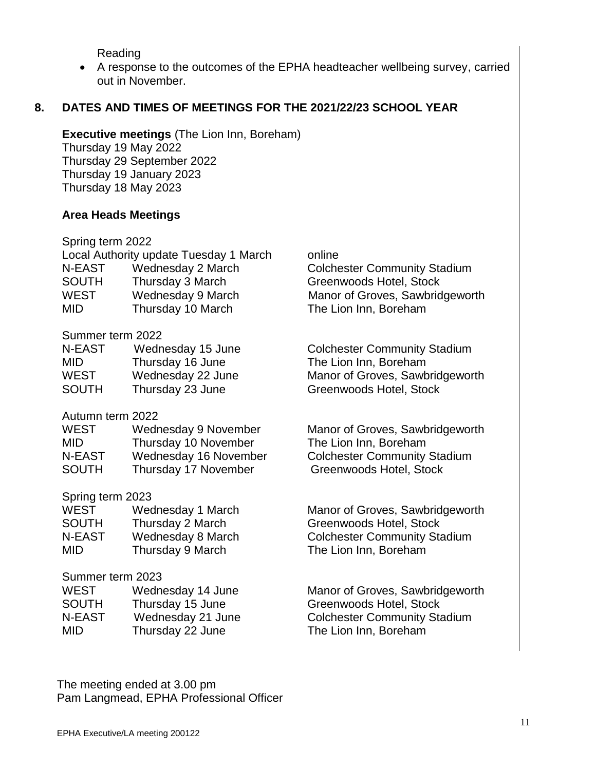Reading

- A response to the outcomes of the EPHA headteacher wellbeing survey, carried out in November.

## 8. DATES AND TIMES OF MEETINGS FOR THE 2021/22/23 SCHOOL YEAR

**Executive meetings** (The Lion Inn, Boreham)
Thursday 19 May 2022
Thursday 29 September 2022
Thursday 19 January 2023
Thursday 18 May 2023

**Area Heads Meetings**

Spring term 2022

| | | |
|---|---|---|
| Local Authority update Tuesday 1 March | | online |
| N-EAST | Wednesday 2 March | Colchester Community Stadium |
| SOUTH | Thursday 3 March | Greenwoods Hotel, Stock |
| WEST | Wednesday 9 March | Manor of Groves, Sawbridgeworth |
| MID | Thursday 10 March | The Lion Inn, Boreham |

Summer term 2022

| | | |
|---|---|---|
| N-EAST | Wednesday 15 June | Colchester Community Stadium |
| MID | Thursday 16 June | The Lion Inn, Boreham |
| WEST | Wednesday 22 June | Manor of Groves, Sawbridgeworth |
| SOUTH | Thursday 23 June | Greenwoods Hotel, Stock |

Autumn term 2022

| | | |
|---|---|---|
| WEST | Wednesday 9 November | Manor of Groves, Sawbridgeworth |
| MID | Thursday 10 November | The Lion Inn, Boreham |
| N-EAST | Wednesday 16 November | Colchester Community Stadium |
| SOUTH | Thursday 17 November | Greenwoods Hotel, Stock |

Spring term 2023

| | | |
|---|---|---|
| WEST | Wednesday 1 March | Manor of Groves, Sawbridgeworth |
| SOUTH | Thursday 2 March | Greenwoods Hotel, Stock |
| N-EAST | Wednesday 8 March | Colchester Community Stadium |
| MID | Thursday 9 March | The Lion Inn, Boreham |

Summer term 2023

| | | |
|---|---|---|
| WEST | Wednesday 14 June | Manor of Groves, Sawbridgeworth |
| SOUTH | Thursday 15 June | Greenwoods Hotel, Stock |
| N-EAST | Wednesday 21 June | Colchester Community Stadium |
| MID | Thursday 22 June | The Lion Inn, Boreham |

The meeting ended at 3.00 pm
Pam Langmead, EPHA Professional Officer